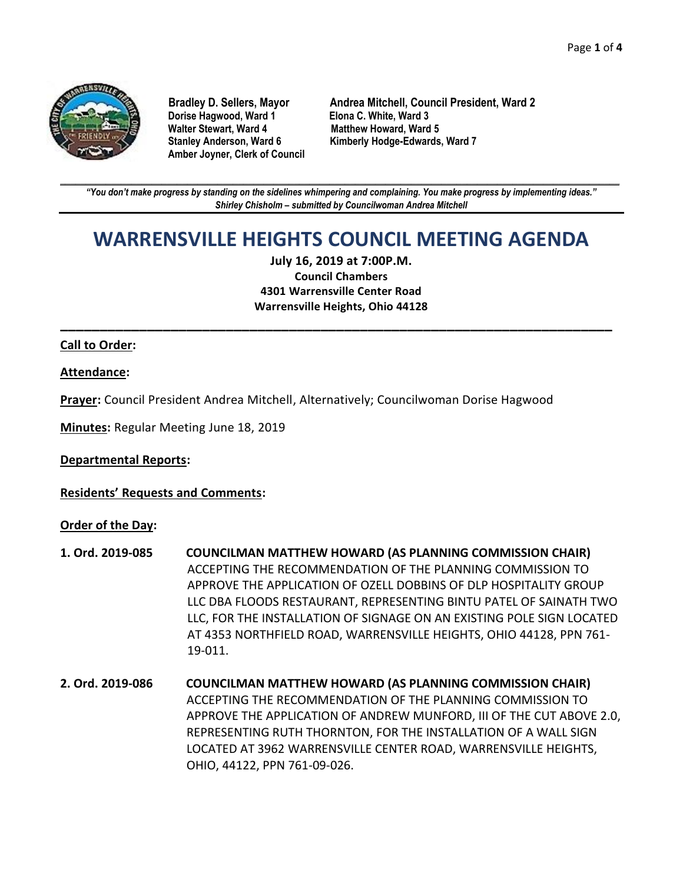**Bradley D. Sellers, Mayor**
**Dorise Hagwood, Ward 1**
**Walter Stewart, Ward 4**
**Stanley Anderson, Ward 6**
**Amber Joyner, Clerk of Council**

**Andrea Mitchell, Council President, Ward 2**
**Elona C. White, Ward 3**
**Matthew Howard, Ward 5**
**Kimberly Hodge-Edwards, Ward 7**

***"You don't make progress by standing on the sidelines whimpering and complaining. You make progress by implementing ideas."***
***Shirley Chisholm – submitted by Councilwoman Andrea Mitchell***

# WARRENSVILLE HEIGHTS COUNCIL MEETING AGENDA

**July 16, 2019 at 7:00P.M.**
**Council Chambers**
**4301 Warrensville Center Road**
**Warrensville Heights, Ohio 44128**

**Call to Order:**

**Attendance:**

**Prayer:** Council President Andrea Mitchell, Alternatively; Councilwoman Dorise Hagwood

**Minutes:** Regular Meeting June 18, 2019

**Departmental Reports:**

**Residents' Requests and Comments:**

**Order of the Day:**

**1. Ord. 2019-085** **COUNCILMAN MATTHEW HOWARD (AS PLANNING COMMISSION CHAIR)**
ACCEPTING THE RECOMMENDATION OF THE PLANNING COMMISSION TO APPROVE THE APPLICATION OF OZELL DOBBINS OF DLP HOSPITALITY GROUP LLC DBA FLOODS RESTAURANT, REPRESENTING BINTU PATEL OF SAINATH TWO LLC, FOR THE INSTALLATION OF SIGNAGE ON AN EXISTING POLE SIGN LOCATED AT 4353 NORTHFIELD ROAD, WARRENSVILLE HEIGHTS, OHIO 44128, PPN 761-19-011.

**2. Ord. 2019-086** **COUNCILMAN MATTHEW HOWARD (AS PLANNING COMMISSION CHAIR)**
ACCEPTING THE RECOMMENDATION OF THE PLANNING COMMISSION TO APPROVE THE APPLICATION OF ANDREW MUNFORD, III OF THE CUT ABOVE 2.0, REPRESENTING RUTH THORNTON, FOR THE INSTALLATION OF A WALL SIGN LOCATED AT 3962 WARRENSVILLE CENTER ROAD, WARRENSVILLE HEIGHTS, OHIO, 44122, PPN 761-09-026.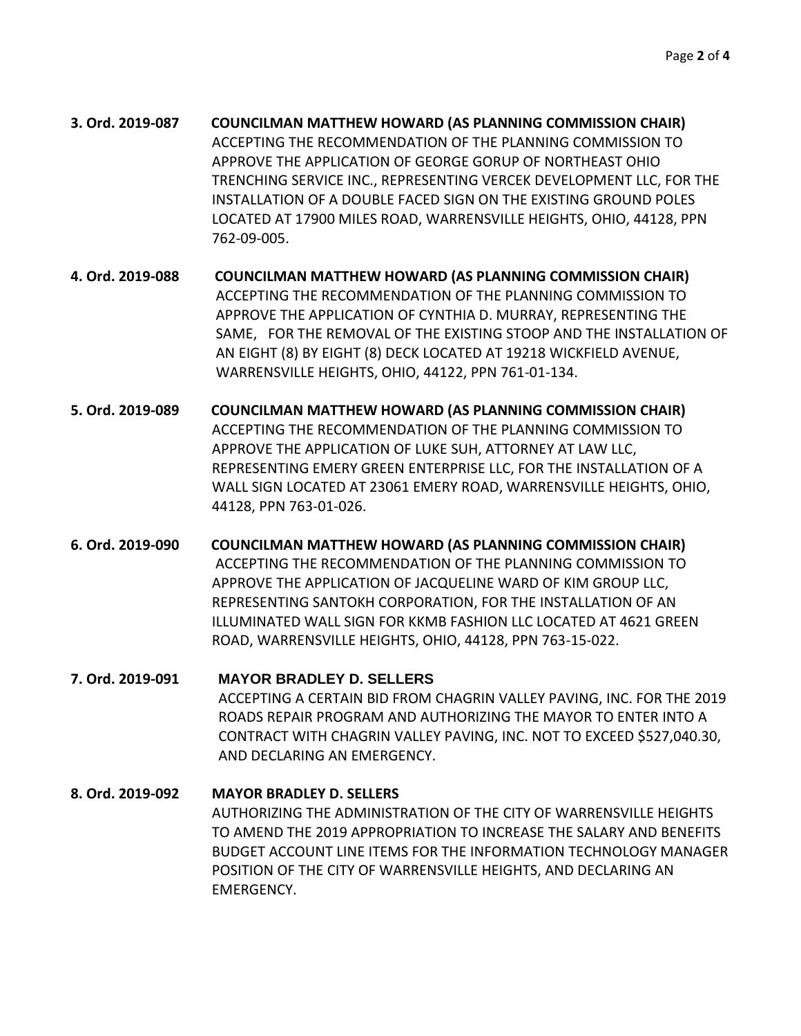**3. Ord. 2019-087 COUNCILMAN MATTHEW HOWARD (AS PLANNING COMMISSION CHAIR)**
ACCEPTING THE RECOMMENDATION OF THE PLANNING COMMISSION TO APPROVE THE APPLICATION OF GEORGE GORUP OF NORTHEAST OHIO TRENCHING SERVICE INC., REPRESENTING VERCEK DEVELOPMENT LLC, FOR THE INSTALLATION OF A DOUBLE FACED SIGN ON THE EXISTING GROUND POLES LOCATED AT 17900 MILES ROAD, WARRENSVILLE HEIGHTS, OHIO, 44128, PPN 762-09-005.

**4. Ord. 2019-088 COUNCILMAN MATTHEW HOWARD (AS PLANNING COMMISSION CHAIR)**
ACCEPTING THE RECOMMENDATION OF THE PLANNING COMMISSION TO APPROVE THE APPLICATION OF CYNTHIA D. MURRAY, REPRESENTING THE SAME, FOR THE REMOVAL OF THE EXISTING STOOP AND THE INSTALLATION OF AN EIGHT (8) BY EIGHT (8) DECK LOCATED AT 19218 WICKFIELD AVENUE, WARRENSVILLE HEIGHTS, OHIO, 44122, PPN 761-01-134.

**5. Ord. 2019-089 COUNCILMAN MATTHEW HOWARD (AS PLANNING COMMISSION CHAIR)**
ACCEPTING THE RECOMMENDATION OF THE PLANNING COMMISSION TO APPROVE THE APPLICATION OF LUKE SUH, ATTORNEY AT LAW LLC, REPRESENTING EMERY GREEN ENTERPRISE LLC, FOR THE INSTALLATION OF A WALL SIGN LOCATED AT 23061 EMERY ROAD, WARRENSVILLE HEIGHTS, OHIO, 44128, PPN 763-01-026.

**6. Ord. 2019-090 COUNCILMAN MATTHEW HOWARD (AS PLANNING COMMISSION CHAIR)**
ACCEPTING THE RECOMMENDATION OF THE PLANNING COMMISSION TO APPROVE THE APPLICATION OF JACQUELINE WARD OF KIM GROUP LLC, REPRESENTING SANTOKH CORPORATION, FOR THE INSTALLATION OF AN ILLUMINATED WALL SIGN FOR KKMB FASHION LLC LOCATED AT 4621 GREEN ROAD, WARRENSVILLE HEIGHTS, OHIO, 44128, PPN 763-15-022.

**7. Ord. 2019-091 MAYOR BRADLEY D. SELLERS**
ACCEPTING A CERTAIN BID FROM CHAGRIN VALLEY PAVING, INC. FOR THE 2019 ROADS REPAIR PROGRAM AND AUTHORIZING THE MAYOR TO ENTER INTO A CONTRACT WITH CHAGRIN VALLEY PAVING, INC. NOT TO EXCEED $527,040.30, AND DECLARING AN EMERGENCY.

**8. Ord. 2019-092 MAYOR BRADLEY D. SELLERS**
AUTHORIZING THE ADMINISTRATION OF THE CITY OF WARRENSVILLE HEIGHTS TO AMEND THE 2019 APPROPRIATION TO INCREASE THE SALARY AND BENEFITS BUDGET ACCOUNT LINE ITEMS FOR THE INFORMATION TECHNOLOGY MANAGER POSITION OF THE CITY OF WARRENSVILLE HEIGHTS, AND DECLARING AN EMERGENCY.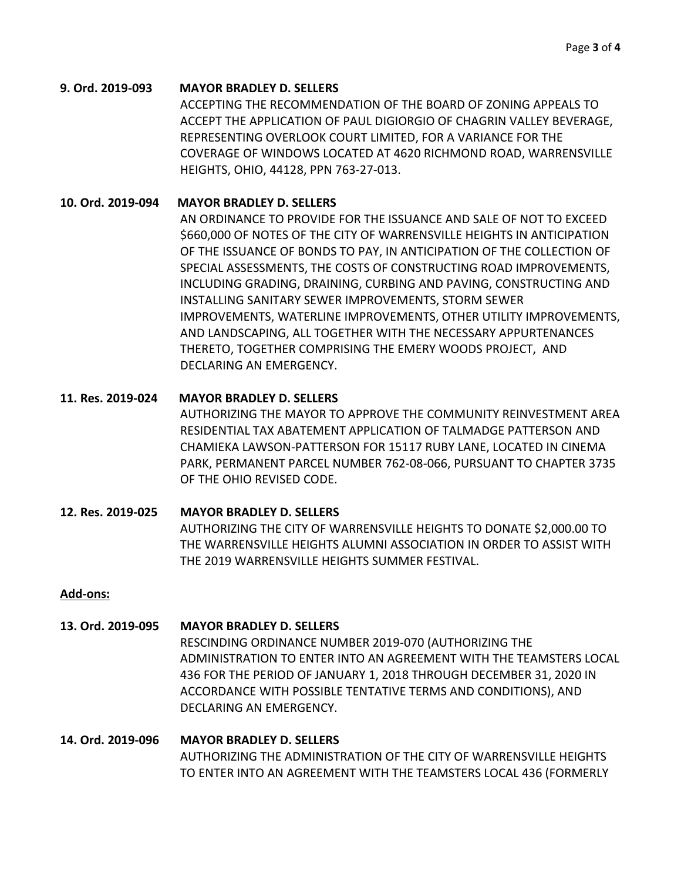**9. Ord. 2019-093 MAYOR BRADLEY D. SELLERS**

ACCEPTING THE RECOMMENDATION OF THE BOARD OF ZONING APPEALS TO ACCEPT THE APPLICATION OF PAUL DIGIORGIO OF CHAGRIN VALLEY BEVERAGE, REPRESENTING OVERLOOK COURT LIMITED, FOR A VARIANCE FOR THE COVERAGE OF WINDOWS LOCATED AT 4620 RICHMOND ROAD, WARRENSVILLE HEIGHTS, OHIO, 44128, PPN 763-27-013.

**10. Ord. 2019-094 MAYOR BRADLEY D. SELLERS**

AN ORDINANCE TO PROVIDE FOR THE ISSUANCE AND SALE OF NOT TO EXCEED $660,000 OF NOTES OF THE CITY OF WARRENSVILLE HEIGHTS IN ANTICIPATION OF THE ISSUANCE OF BONDS TO PAY, IN ANTICIPATION OF THE COLLECTION OF SPECIAL ASSESSMENTS, THE COSTS OF CONSTRUCTING ROAD IMPROVEMENTS, INCLUDING GRADING, DRAINING, CURBING AND PAVING, CONSTRUCTING AND INSTALLING SANITARY SEWER IMPROVEMENTS, STORM SEWER IMPROVEMENTS, WATERLINE IMPROVEMENTS, OTHER UTILITY IMPROVEMENTS, AND LANDSCAPING, ALL TOGETHER WITH THE NECESSARY APPURTENANCES THERETO, TOGETHER COMPRISING THE EMERY WOODS PROJECT, AND DECLARING AN EMERGENCY.

**11. Res. 2019-024 MAYOR BRADLEY D. SELLERS**

AUTHORIZING THE MAYOR TO APPROVE THE COMMUNITY REINVESTMENT AREA RESIDENTIAL TAX ABATEMENT APPLICATION OF TALMADGE PATTERSON AND CHAMIEKA LAWSON-PATTERSON FOR 15117 RUBY LANE, LOCATED IN CINEMA PARK, PERMANENT PARCEL NUMBER 762-08-066, PURSUANT TO CHAPTER 3735 OF THE OHIO REVISED CODE.

**12. Res. 2019-025 MAYOR BRADLEY D. SELLERS**

AUTHORIZING THE CITY OF WARRENSVILLE HEIGHTS TO DONATE $2,000.00 TO THE WARRENSVILLE HEIGHTS ALUMNI ASSOCIATION IN ORDER TO ASSIST WITH THE 2019 WARRENSVILLE HEIGHTS SUMMER FESTIVAL.

**Add-ons:**

**13. Ord. 2019-095 MAYOR BRADLEY D. SELLERS**

RESCINDING ORDINANCE NUMBER 2019-070 (AUTHORIZING THE ADMINISTRATION TO ENTER INTO AN AGREEMENT WITH THE TEAMSTERS LOCAL 436 FOR THE PERIOD OF JANUARY 1, 2018 THROUGH DECEMBER 31, 2020 IN ACCORDANCE WITH POSSIBLE TENTATIVE TERMS AND CONDITIONS), AND DECLARING AN EMERGENCY.

**14. Ord. 2019-096 MAYOR BRADLEY D. SELLERS**

AUTHORIZING THE ADMINISTRATION OF THE CITY OF WARRENSVILLE HEIGHTS TO ENTER INTO AN AGREEMENT WITH THE TEAMSTERS LOCAL 436 (FORMERLY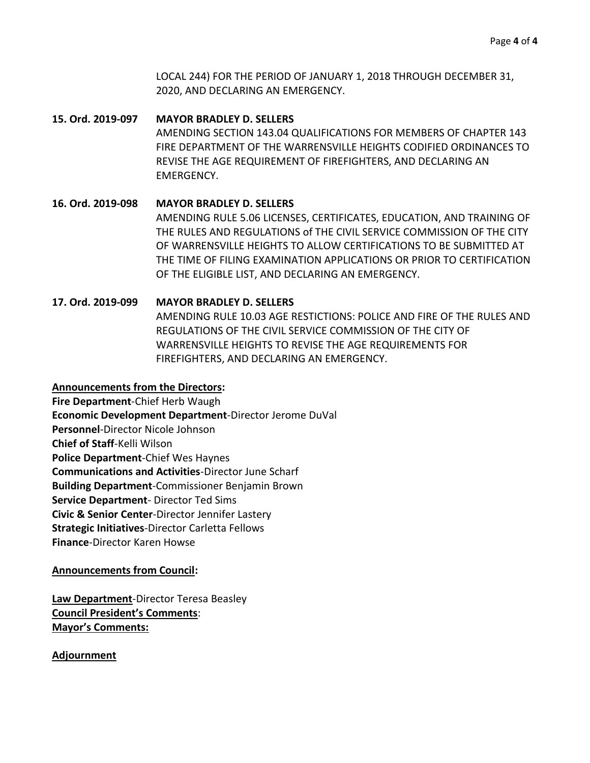LOCAL 244) FOR THE PERIOD OF JANUARY 1, 2018 THROUGH DECEMBER 31, 2020, AND DECLARING AN EMERGENCY.

**15. Ord. 2019-097 MAYOR BRADLEY D. SELLERS**
AMENDING SECTION 143.04 QUALIFICATIONS FOR MEMBERS OF CHAPTER 143 FIRE DEPARTMENT OF THE WARRENSVILLE HEIGHTS CODIFIED ORDINANCES TO REVISE THE AGE REQUIREMENT OF FIREFIGHTERS, AND DECLARING AN EMERGENCY.

**16. Ord. 2019-098 MAYOR BRADLEY D. SELLERS**
AMENDING RULE 5.06 LICENSES, CERTIFICATES, EDUCATION, AND TRAINING OF THE RULES AND REGULATIONS of THE CIVIL SERVICE COMMISSION OF THE CITY OF WARRENSVILLE HEIGHTS TO ALLOW CERTIFICATIONS TO BE SUBMITTED AT THE TIME OF FILING EXAMINATION APPLICATIONS OR PRIOR TO CERTIFICATION OF THE ELIGIBLE LIST, AND DECLARING AN EMERGENCY.

**17. Ord. 2019-099 MAYOR BRADLEY D. SELLERS**
AMENDING RULE 10.03 AGE RESTICTIONS: POLICE AND FIRE OF THE RULES AND REGULATIONS OF THE CIVIL SERVICE COMMISSION OF THE CITY OF WARRENSVILLE HEIGHTS TO REVISE THE AGE REQUIREMENTS FOR FIREFIGHTERS, AND DECLARING AN EMERGENCY.

**Announcements from the Directors:**

**Fire Department**-Chief Herb Waugh
**Economic Development Department**-Director Jerome DuVal
**Personnel**-Director Nicole Johnson
**Chief of Staff**-Kelli Wilson
**Police Department**-Chief Wes Haynes
**Communications and Activities**-Director June Scharf
**Building Department**-Commissioner Benjamin Brown
**Service Department**- Director Ted Sims
**Civic & Senior Center**-Director Jennifer Lastery
**Strategic Initiatives**-Director Carletta Fellows
**Finance**-Director Karen Howse

**Announcements from Council:**

**Law Department**-Director Teresa Beasley
**Council President's Comments**:
**Mayor's Comments:**

**Adjournment**